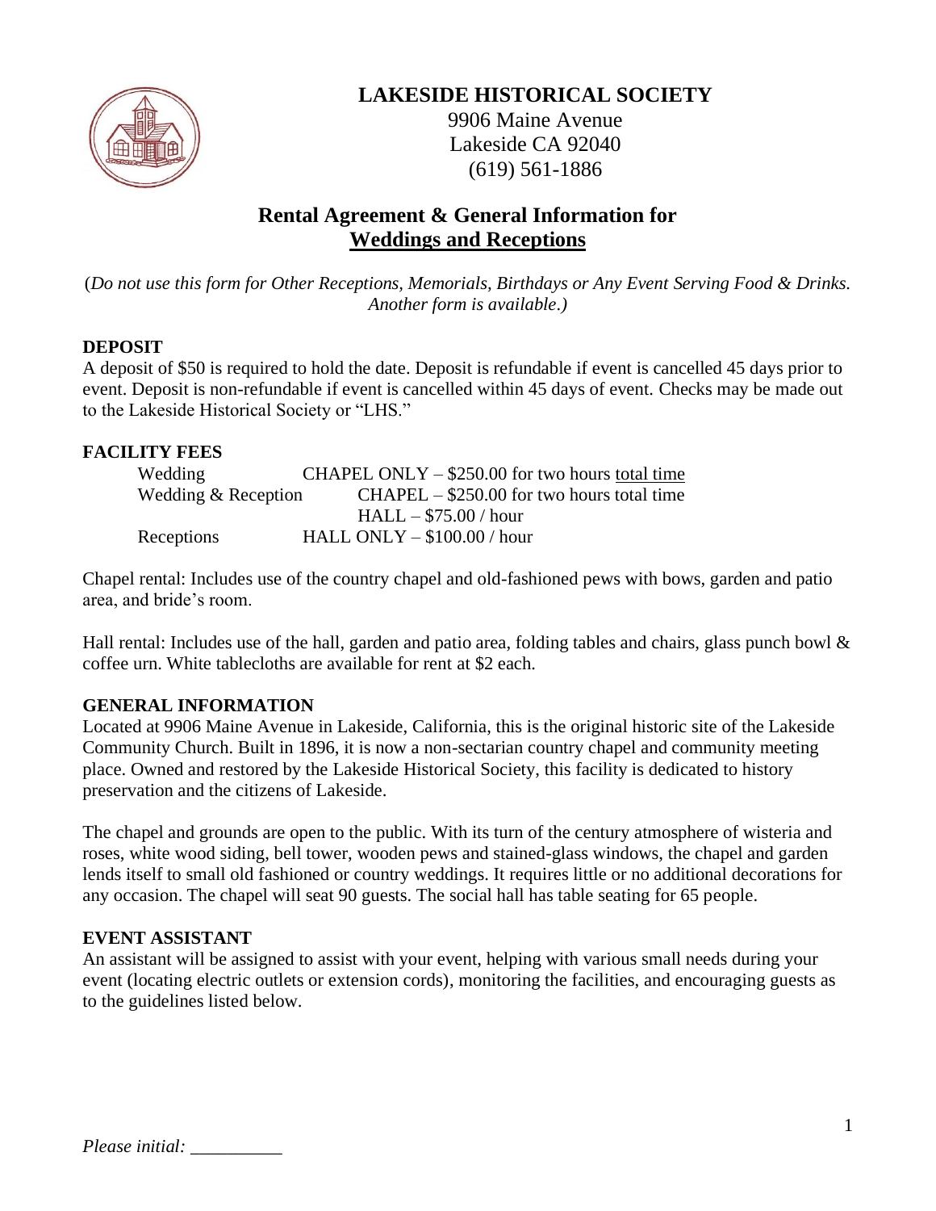# LAKESIDE HISTORICAL SOCIETY

9906 Maine Avenue
Lakeside CA 92040
(619) 561-1886

## Rental Agreement & General Information for Weddings and Receptions

(*Do not use this form for Other Receptions, Memorials, Birthdays or Any Event Serving Food & Drinks. Another form is available.*)

### DEPOSIT

A deposit of $50 is required to hold the date. Deposit is refundable if event is cancelled 45 days prior to event. Deposit is non-refundable if event is cancelled within 45 days of event. Checks may be made out to the Lakeside Historical Society or "LHS."

### FACILITY FEES

| | |
|---|---|
| Wedding | CHAPEL ONLY – $250.00 for two hours total time |
| Wedding & Reception | CHAPEL – $250.00 for two hours total time |
| | HALL – $75.00 / hour |
| Receptions | HALL ONLY – $100.00 / hour |

Chapel rental: Includes use of the country chapel and old-fashioned pews with bows, garden and patio area, and bride's room.

Hall rental: Includes use of the hall, garden and patio area, folding tables and chairs, glass punch bowl & coffee urn. White tablecloths are available for rent at $2 each.

### GENERAL INFORMATION

Located at 9906 Maine Avenue in Lakeside, California, this is the original historic site of the Lakeside Community Church. Built in 1896, it is now a non-sectarian country chapel and community meeting place. Owned and restored by the Lakeside Historical Society, this facility is dedicated to history preservation and the citizens of Lakeside.

The chapel and grounds are open to the public. With its turn of the century atmosphere of wisteria and roses, white wood siding, bell tower, wooden pews and stained-glass windows, the chapel and garden lends itself to small old fashioned or country weddings. It requires little or no additional decorations for any occasion. The chapel will seat 90 guests. The social hall has table seating for 65 people.

### EVENT ASSISTANT

An assistant will be assigned to assist with your event, helping with various small needs during your event (locating electric outlets or extension cords), monitoring the facilities, and encouraging guests as to the guidelines listed below.

*Please initial:* __________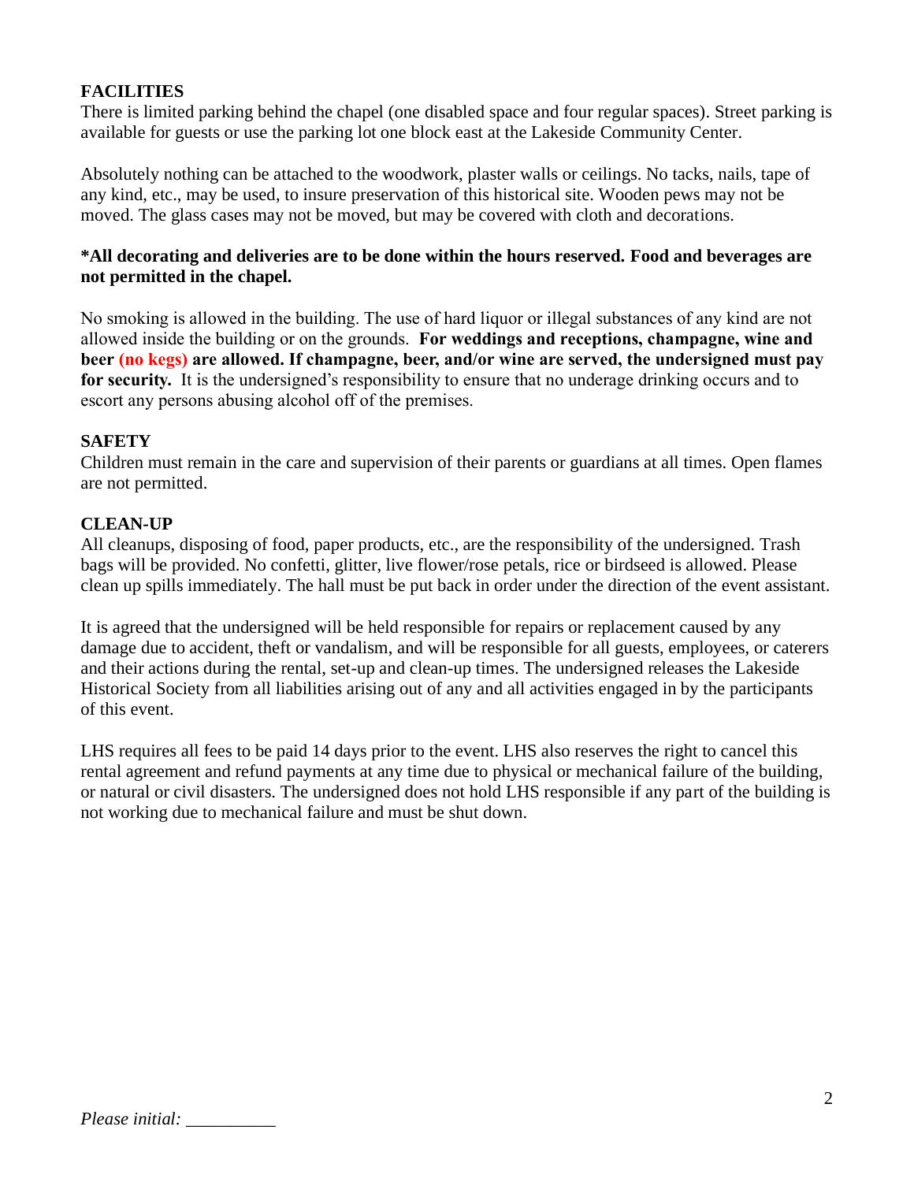## FACILITIES

There is limited parking behind the chapel (one disabled space and four regular spaces). Street parking is available for guests or use the parking lot one block east at the Lakeside Community Center.

Absolutely nothing can be attached to the woodwork, plaster walls or ceilings. No tacks, nails, tape of any kind, etc., may be used, to insure preservation of this historical site. Wooden pews may not be moved. The glass cases may not be moved, but may be covered with cloth and decorations.

**\*All decorating and deliveries are to be done within the hours reserved. Food and beverages are not permitted in the chapel.**

No smoking is allowed in the building. The use of hard liquor or illegal substances of any kind are not allowed inside the building or on the grounds. **For weddings and receptions, champagne, wine and beer (no kegs) are allowed. If champagne, beer, and/or wine are served, the undersigned must pay for security.** It is the undersigned's responsibility to ensure that no underage drinking occurs and to escort any persons abusing alcohol off of the premises.

## SAFETY

Children must remain in the care and supervision of their parents or guardians at all times. Open flames are not permitted.

## CLEAN-UP

All cleanups, disposing of food, paper products, etc., are the responsibility of the undersigned. Trash bags will be provided. No confetti, glitter, live flower/rose petals, rice or birdseed is allowed. Please clean up spills immediately. The hall must be put back in order under the direction of the event assistant.

It is agreed that the undersigned will be held responsible for repairs or replacement caused by any damage due to accident, theft or vandalism, and will be responsible for all guests, employees, or caterers and their actions during the rental, set-up and clean-up times. The undersigned releases the Lakeside Historical Society from all liabilities arising out of any and all activities engaged in by the participants of this event.

LHS requires all fees to be paid 14 days prior to the event. LHS also reserves the right to cancel this rental agreement and refund payments at any time due to physical or mechanical failure of the building, or natural or civil disasters. The undersigned does not hold LHS responsible if any part of the building is not working due to mechanical failure and must be shut down.

*Please initial:* __________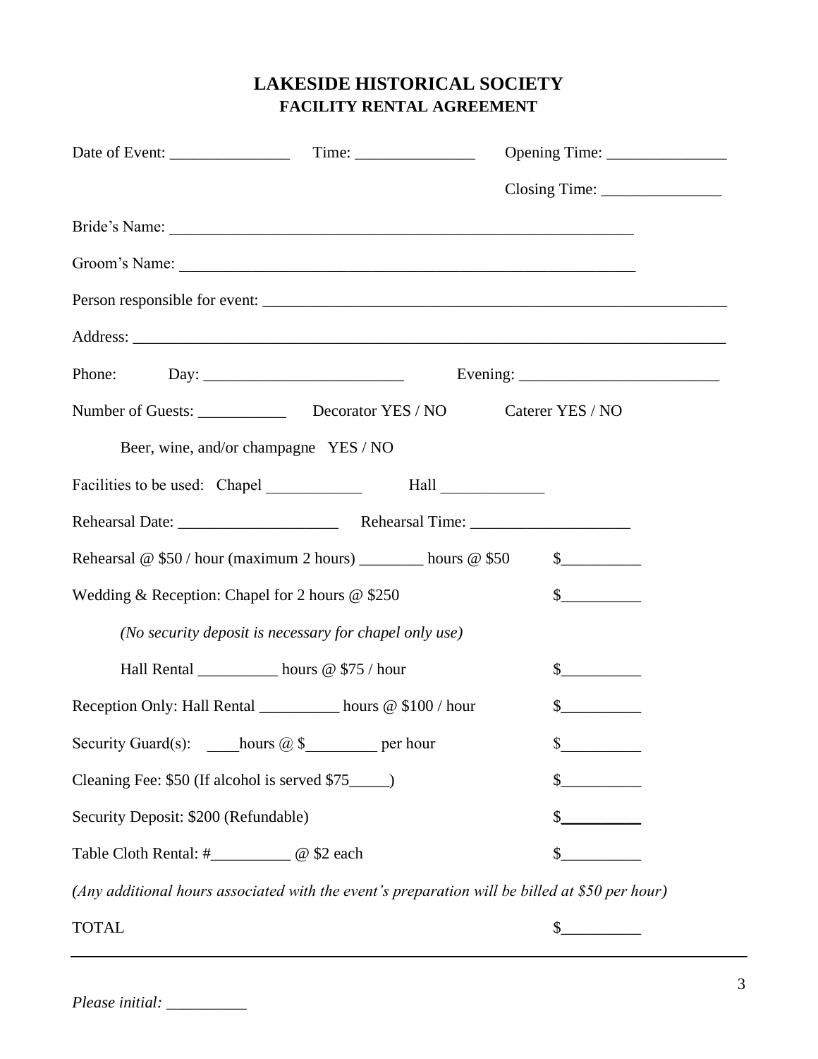# LAKESIDE HISTORICAL SOCIETY
## FACILITY RENTAL AGREEMENT

Date of Event: _______________ Time: _______________ Opening Time: _______________

Closing Time: _______________

Bride's Name: ____________________________________________________________

Groom's Name: ____________________________________________________________

Person responsible for event: ____________________________________________________________

Address: ____________________________________________________________

Phone: Day: _________________________ Evening: _________________________

Number of Guests: ___________ Decorator YES / NO Caterer YES / NO

Beer, wine, and/or champagne YES / NO

Facilities to be used: Chapel ____________ Hall _____________

Rehearsal Date: ____________________ Rehearsal Time: ____________________

Rehearsal @ $50 / hour (maximum 2 hours) ________ hours @ $50 $__________

Wedding & Reception: Chapel for 2 hours @ $250 $__________

*(No security deposit is necessary for chapel only use)*

Hall Rental __________ hours @ $75 / hour $__________

Reception Only: Hall Rental __________ hours @ $100 / hour $__________

Security Guard(s): ____hours @ $_________ per hour $__________

Cleaning Fee: $50 (If alcohol is served $75_____) $__________

Security Deposit: $200 (Refundable) $__________

Table Cloth Rental: #__________ @ $2 each $__________

*(Any additional hours associated with the event's preparation will be billed at $50 per hour)*

TOTAL $__________

---

*Please initial:* __________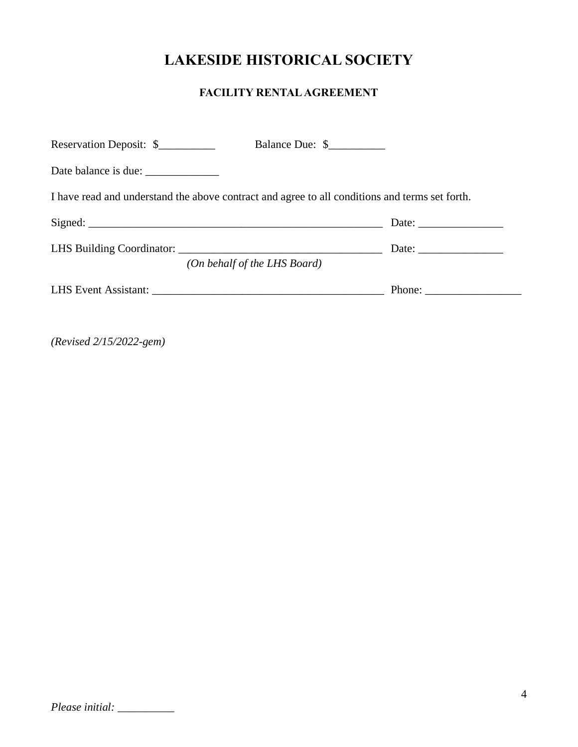# LAKESIDE HISTORICAL SOCIETY

## FACILITY RENTAL AGREEMENT

Reservation Deposit: $__________ Balance Due: $__________

Date balance is due: _____________

I have read and understand the above contract and agree to all conditions and terms set forth.

Signed: ______________________________________________________ Date: _______________

LHS Building Coordinator: _____________________________________ Date: _______________
*(On behalf of the LHS Board)*

LHS Event Assistant: __________________________________________ Phone: _________________

*(Revised 2/15/2022-gem)*

*Please initial:* __________